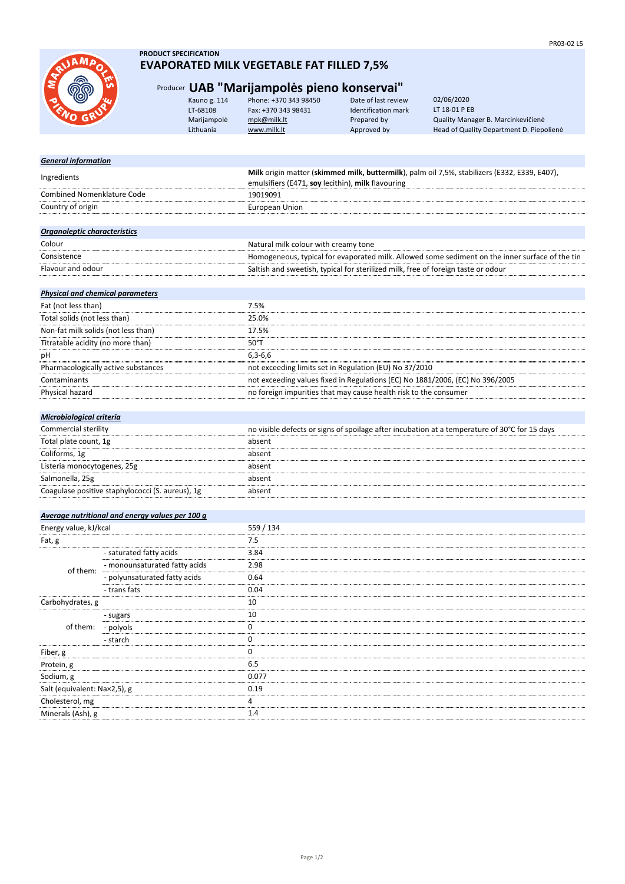PR03-02 L5

**PRODUCT SPECIFICATION**

# EVAPORATED MILK VEGETABLE FAT FILLED 7,5%

## Producer UAB "Marijampolės pieno konservai"

| | | | |
|---|---|---|---|
| Kauno g. 114 | Phone: +370 343 98450 | Date of last review | 02/06/2020 |
| LT-68108 | Fax: +370 343 98431 | Identification mark | LT 18-01 P EB |
| Marijampolė | mpk@milk.lt | Prepared by | Quality Manager B. Marcinkevičienė |
| Lithuania | www.milk.lt | Approved by | Head of Quality Department D. Piepolienė |

### *General information*

| | |
|---|---|
| Ingredients | **Milk** origin matter (**skimmed milk, buttermilk**), palm oil 7,5%, stabilizers (E332, E339, E407), emulsifiers (E471, **soy** lecithin), **milk** flavouring |
| Combined Nomenklature Code | 19019091 |
| Country of origin | European Union |

### *Organoleptic characteristics*

| | |
|---|---|
| Colour | Natural milk colour with creamy tone |
| Consistence | Homogeneous, typical for evaporated milk. Allowed some sediment on the inner surface of the tin |
| Flavour and odour | Saltish and sweetish, typical for sterilized milk, free of foreign taste or odour |

### *Physical and chemical parameters*

| | |
|---|---|
| Fat (not less than) | 7.5% |
| Total solids (not less than) | 25.0% |
| Non-fat milk solids (not less than) | 17.5% |
| Titratable acidity (no more than) | 50°T |
| pH | 6,3-6,6 |
| Pharmacologically active substances | not exceeding limits set in Regulation (EU) No 37/2010 |
| Contaminants | not exceeding values fixed in Regulations (EC) No 1881/2006, (EC) No 396/2005 |
| Physical hazard | no foreign impurities that may cause health risk to the consumer |

### *Microbiological criteria*

| | |
|---|---|
| Commercial sterility | no visible defects or signs of spoilage after incubation at a temperature of 30°C for 15 days |
| Total plate count, 1g | absent |
| Coliforms, 1g | absent |
| Listeria monocytogenes, 25g | absent |
| Salmonella, 25g | absent |
| Coagulase positive staphylococci (S. aureus), 1g | absent |

### *Average nutritional and energy values per 100 g*

| | | |
|---|---|---|
| Energy value, kJ/kcal | | 559 / 134 |
| Fat, g | | 7.5 |
| of them: | - saturated fatty acids | 3.84 |
| | - monounsaturated fatty acids | 2.98 |
| | - polyunsaturated fatty acids | 0.64 |
| | - trans fats | 0.04 |
| Carbohydrates, g | | 10 |
| of them: | - sugars | 10 |
| | - polyols | 0 |
| | - starch | 0 |
| Fiber, g | | 0 |
| Protein, g | | 6.5 |
| Sodium, g | | 0.077 |
| Salt (equivalent: Na×2,5), g | | 0.19 |
| Cholesterol, mg | | 4 |
| Minerals (Ash), g | | 1.4 |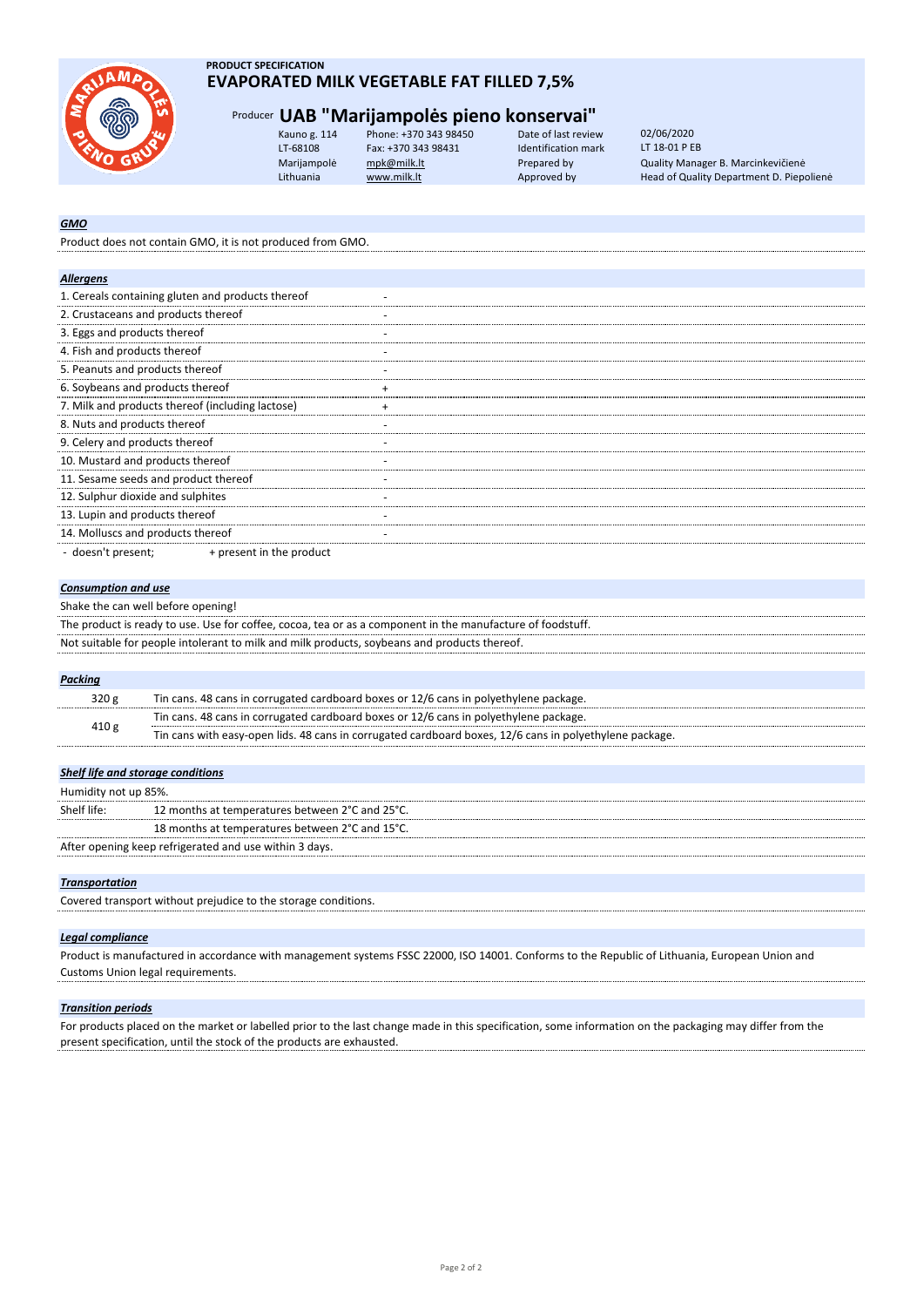**PRODUCT SPECIFICATION**

# EVAPORATED MILK VEGETABLE FAT FILLED 7,5%

Producer **UAB "Marijampolės pieno konservai"**

| | | | |
|---|---|---|---|
| Kauno g. 114 | Phone: +370 343 98450 | Date of last review | 02/06/2020 |
| LT-68108 | Fax: +370 343 98431 | Identification mark | LT 18-01 P EB |
| Marijampolė | mpk@milk.lt | Prepared by | Quality Manager B. Marcinkevičienė |
| Lithuania | www.milk.lt | Approved by | Head of Quality Department D. Piepolienė |

## *GMO*

Product does not contain GMO, it is not produced from GMO.

## *Allergens*

| | |
|---|---|
| 1. Cereals containing gluten and products thereof | - |
| 2. Crustaceans and products thereof | - |
| 3. Eggs and products thereof | - |
| 4. Fish and products thereof | - |
| 5. Peanuts and products thereof | - |
| 6. Soybeans and products thereof | + |
| 7. Milk and products thereof (including lactose) | + |
| 8. Nuts and products thereof | - |
| 9. Celery and products thereof | - |
| 10. Mustard and products thereof | - |
| 11. Sesame seeds and product thereof | - |
| 12. Sulphur dioxide and sulphites | - |
| 13. Lupin and products thereof | - |
| 14. Molluscs and products thereof | - |

- doesn't present; + present in the product

## *Consumption and use*

Shake the can well before opening!

The product is ready to use. Use for coffee, cocoa, tea or as a component in the manufacture of foodstuff.

Not suitable for people intolerant to milk and milk products, soybeans and products thereof.

## *Packing*

| | |
|---|---|
| 320 g | Tin cans. 48 cans in corrugated cardboard boxes or 12/6 cans in polyethylene package. |
| 410 g | Tin cans. 48 cans in corrugated cardboard boxes or 12/6 cans in polyethylene package. |
| | Tin cans with easy-open lids. 48 cans in corrugated cardboard boxes, 12/6 cans in polyethylene package. |

## *Shelf life and storage conditions*

Humidity not up 85%.

| | |
|---|---|
| Shelf life: | 12 months at temperatures between 2°C and 25°C. |
| | 18 months at temperatures between 2°C and 15°C. |

After opening keep refrigerated and use within 3 days.

## *Transportation*

Covered transport without prejudice to the storage conditions.

## *Legal compliance*

Product is manufactured in accordance with management systems FSSC 22000, ISO 14001. Conforms to the Republic of Lithuania, European Union and Customs Union legal requirements.

## *Transition periods*

For products placed on the market or labelled prior to the last change made in this specification, some information on the packaging may differ from the present specification, until the stock of the products are exhausted.